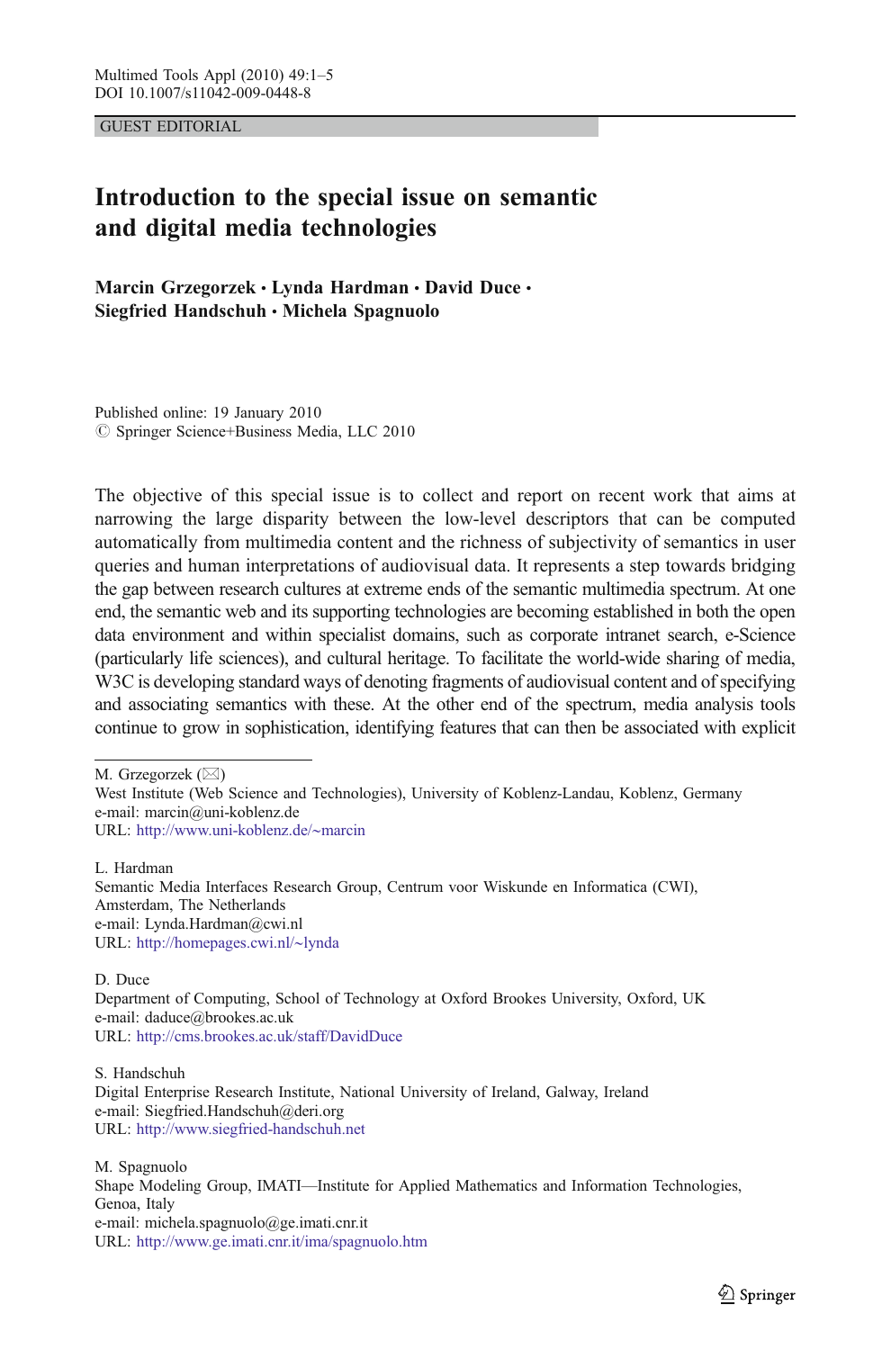GUEST EDITORIAL

# Introduction to the special issue on semantic and digital media technologies

**Marcin Grzegorzek · Lynda Hardman · David Duce · Siegfried Handschuh · Michela Spagnuolo**

Published online: 19 January 2010
© Springer Science+Business Media, LLC 2010

The objective of this special issue is to collect and report on recent work that aims at narrowing the large disparity between the low-level descriptors that can be computed automatically from multimedia content and the richness of subjectivity of semantics in user queries and human interpretations of audiovisual data. It represents a step towards bridging the gap between research cultures at extreme ends of the semantic multimedia spectrum. At one end, the semantic web and its supporting technologies are becoming established in both the open data environment and within specialist domains, such as corporate intranet search, e-Science (particularly life sciences), and cultural heritage. To facilitate the world-wide sharing of media, W3C is developing standard ways of denoting fragments of audiovisual content and of specifying and associating semantics with these. At the other end of the spectrum, media analysis tools continue to grow in sophistication, identifying features that can then be associated with explicit

---

M. Grzegorzek (✉)
West Institute (Web Science and Technologies), University of Koblenz-Landau, Koblenz, Germany
e-mail: marcin@uni-koblenz.de
URL: http://www.uni-koblenz.de/~marcin

L. Hardman
Semantic Media Interfaces Research Group, Centrum voor Wiskunde en Informatica (CWI), Amsterdam, The Netherlands
e-mail: Lynda.Hardman@cwi.nl
URL: http://homepages.cwi.nl/~lynda

D. Duce
Department of Computing, School of Technology at Oxford Brookes University, Oxford, UK
e-mail: daduce@brookes.ac.uk
URL: http://cms.brookes.ac.uk/staff/DavidDuce

S. Handschuh
Digital Enterprise Research Institute, National University of Ireland, Galway, Ireland
e-mail: Siegfried.Handschuh@deri.org
URL: http://www.siegfried-handschuh.net

M. Spagnuolo
Shape Modeling Group, IMATI—Institute for Applied Mathematics and Information Technologies, Genoa, Italy
e-mail: michela.spagnuolo@ge.imati.cnr.it
URL: http://www.ge.imati.cnr.it/ima/spagnuolo.htm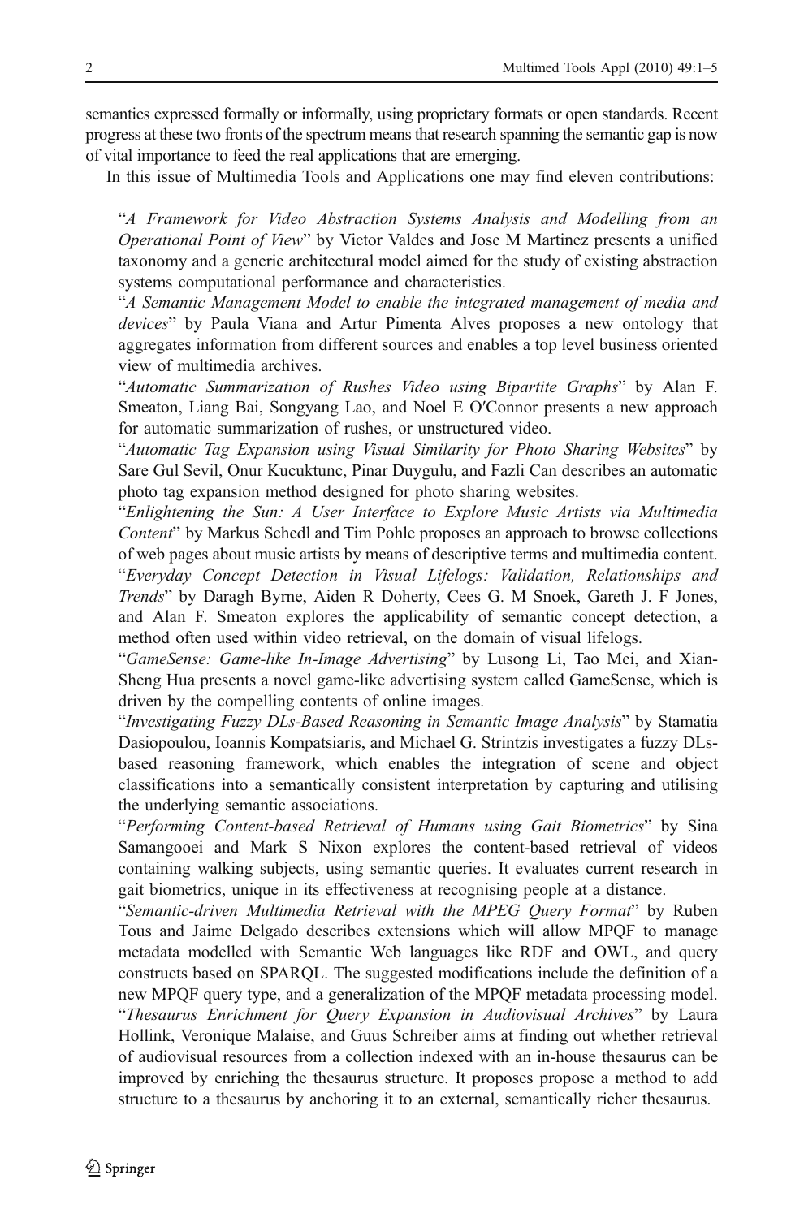semantics expressed formally or informally, using proprietary formats or open standards. Recent progress at these two fronts of the spectrum means that research spanning the semantic gap is now of vital importance to feed the real applications that are emerging.

In this issue of Multimedia Tools and Applications one may find eleven contributions:

"*A Framework for Video Abstraction Systems Analysis and Modelling from an Operational Point of View*" by Victor Valdes and Jose M Martinez presents a unified taxonomy and a generic architectural model aimed for the study of existing abstraction systems computational performance and characteristics.

"*A Semantic Management Model to enable the integrated management of media and devices*" by Paula Viana and Artur Pimenta Alves proposes a new ontology that aggregates information from different sources and enables a top level business oriented view of multimedia archives.

"*Automatic Summarization of Rushes Video using Bipartite Graphs*" by Alan F. Smeaton, Liang Bai, Songyang Lao, and Noel E O′Connor presents a new approach for automatic summarization of rushes, or unstructured video.

"*Automatic Tag Expansion using Visual Similarity for Photo Sharing Websites*" by Sare Gul Sevil, Onur Kucuktunc, Pinar Duygulu, and Fazli Can describes an automatic photo tag expansion method designed for photo sharing websites.

"*Enlightening the Sun: A User Interface to Explore Music Artists via Multimedia Content*" by Markus Schedl and Tim Pohle proposes an approach to browse collections of web pages about music artists by means of descriptive terms and multimedia content.

"*Everyday Concept Detection in Visual Lifelogs: Validation, Relationships and Trends*" by Daragh Byrne, Aiden R Doherty, Cees G. M Snoek, Gareth J. F Jones, and Alan F. Smeaton explores the applicability of semantic concept detection, a method often used within video retrieval, on the domain of visual lifelogs.

"*GameSense: Game-like In-Image Advertising*" by Lusong Li, Tao Mei, and Xian-Sheng Hua presents a novel game-like advertising system called GameSense, which is driven by the compelling contents of online images.

"*Investigating Fuzzy DLs-Based Reasoning in Semantic Image Analysis*" by Stamatia Dasiopoulou, Ioannis Kompatsiaris, and Michael G. Strintzis investigates a fuzzy DLs-based reasoning framework, which enables the integration of scene and object classifications into a semantically consistent interpretation by capturing and utilising the underlying semantic associations.

"*Performing Content-based Retrieval of Humans using Gait Biometrics*" by Sina Samangooei and Mark S Nixon explores the content-based retrieval of videos containing walking subjects, using semantic queries. It evaluates current research in gait biometrics, unique in its effectiveness at recognising people at a distance.

"*Semantic-driven Multimedia Retrieval with the MPEG Query Format*" by Ruben Tous and Jaime Delgado describes extensions which will allow MPQF to manage metadata modelled with Semantic Web languages like RDF and OWL, and query constructs based on SPARQL. The suggested modifications include the definition of a new MPQF query type, and a generalization of the MPQF metadata processing model.

"*Thesaurus Enrichment for Query Expansion in Audiovisual Archives*" by Laura Hollink, Veronique Malaise, and Guus Schreiber aims at finding out whether retrieval of audiovisual resources from a collection indexed with an in-house thesaurus can be improved by enriching the thesaurus structure. It proposes propose a method to add structure to a thesaurus by anchoring it to an external, semantically richer thesaurus.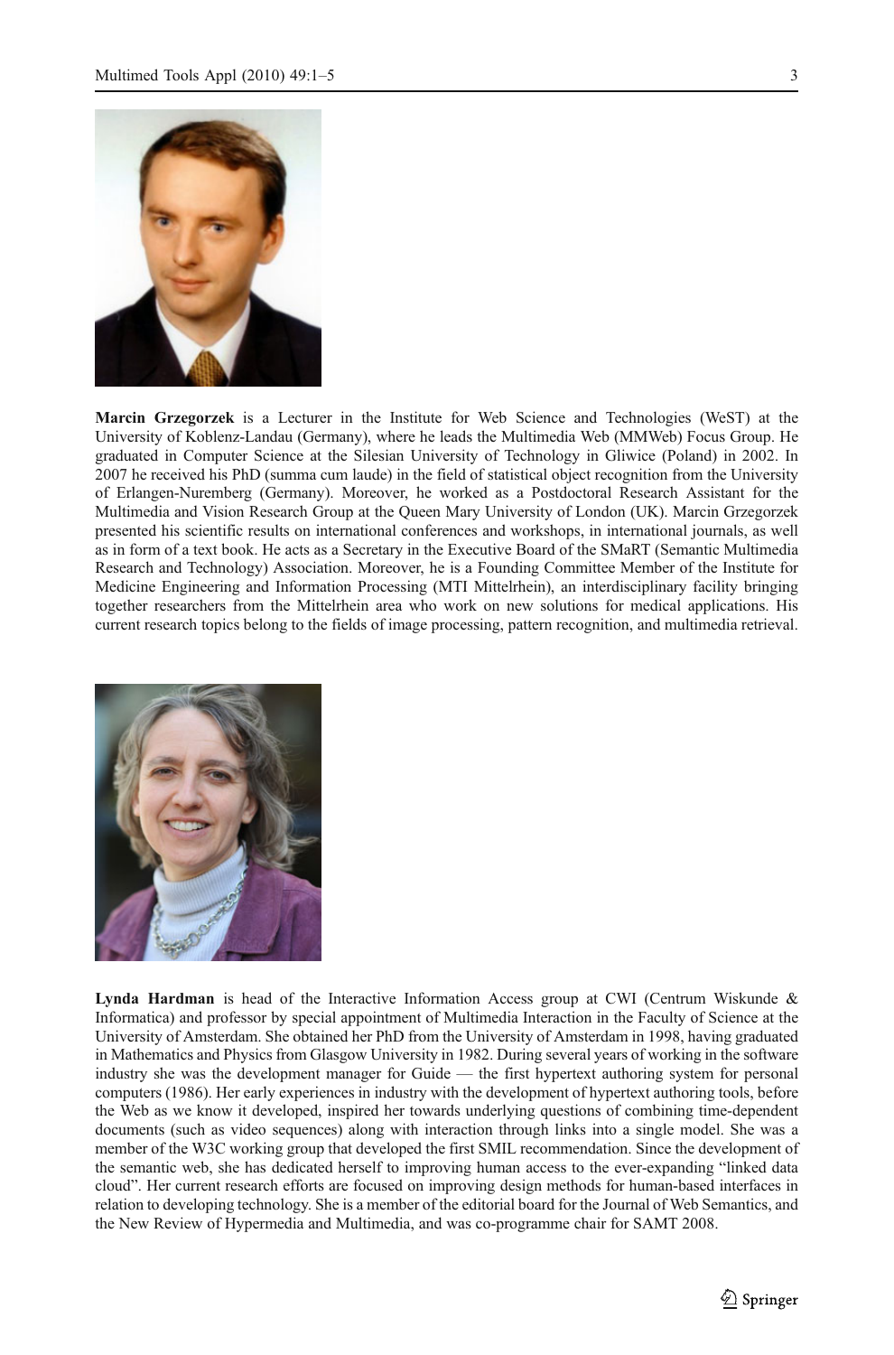**Marcin Grzegorzek** is a Lecturer in the Institute for Web Science and Technologies (WeST) at the University of Koblenz-Landau (Germany), where he leads the Multimedia Web (MMWeb) Focus Group. He graduated in Computer Science at the Silesian University of Technology in Gliwice (Poland) in 2002. In 2007 he received his PhD (summa cum laude) in the field of statistical object recognition from the University of Erlangen-Nuremberg (Germany). Moreover, he worked as a Postdoctoral Research Assistant for the Multimedia and Vision Research Group at the Queen Mary University of London (UK). Marcin Grzegorzek presented his scientific results on international conferences and workshops, in international journals, as well as in form of a text book. He acts as a Secretary in the Executive Board of the SMaRT (Semantic Multimedia Research and Technology) Association. Moreover, he is a Founding Committee Member of the Institute for Medicine Engineering and Information Processing (MTI Mittelrhein), an interdisciplinary facility bringing together researchers from the Mittelrhein area who work on new solutions for medical applications. His current research topics belong to the fields of image processing, pattern recognition, and multimedia retrieval.

**Lynda Hardman** is head of the Interactive Information Access group at CWI (Centrum Wiskunde & Informatica) and professor by special appointment of Multimedia Interaction in the Faculty of Science at the University of Amsterdam. She obtained her PhD from the University of Amsterdam in 1998, having graduated in Mathematics and Physics from Glasgow University in 1982. During several years of working in the software industry she was the development manager for Guide — the first hypertext authoring system for personal computers (1986). Her early experiences in industry with the development of hypertext authoring tools, before the Web as we know it developed, inspired her towards underlying questions of combining time-dependent documents (such as video sequences) along with interaction through links into a single model. She was a member of the W3C working group that developed the first SMIL recommendation. Since the development of the semantic web, she has dedicated herself to improving human access to the ever-expanding "linked data cloud". Her current research efforts are focused on improving design methods for human-based interfaces in relation to developing technology. She is a member of the editorial board for the Journal of Web Semantics, and the New Review of Hypermedia and Multimedia, and was co-programme chair for SAMT 2008.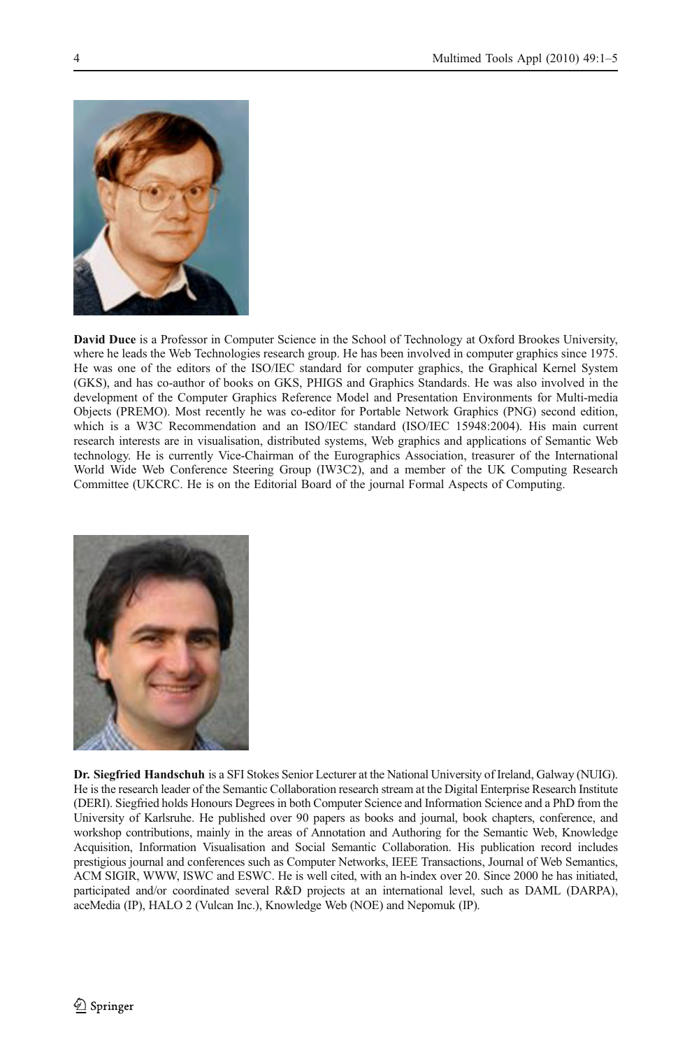**David Duce** is a Professor in Computer Science in the School of Technology at Oxford Brookes University, where he leads the Web Technologies research group. He has been involved in computer graphics since 1975. He was one of the editors of the ISO/IEC standard for computer graphics, the Graphical Kernel System (GKS), and has co-author of books on GKS, PHIGS and Graphics Standards. He was also involved in the development of the Computer Graphics Reference Model and Presentation Environments for Multi-media Objects (PREMO). Most recently he was co-editor for Portable Network Graphics (PNG) second edition, which is a W3C Recommendation and an ISO/IEC standard (ISO/IEC 15948:2004). His main current research interests are in visualisation, distributed systems, Web graphics and applications of Semantic Web technology. He is currently Vice-Chairman of the Eurographics Association, treasurer of the International World Wide Web Conference Steering Group (IW3C2), and a member of the UK Computing Research Committee (UKCRC. He is on the Editorial Board of the journal Formal Aspects of Computing.

**Dr. Siegfried Handschuh** is a SFI Stokes Senior Lecturer at the National University of Ireland, Galway (NUIG). He is the research leader of the Semantic Collaboration research stream at the Digital Enterprise Research Institute (DERI). Siegfried holds Honours Degrees in both Computer Science and Information Science and a PhD from the University of Karlsruhe. He published over 90 papers as books and journal, book chapters, conference, and workshop contributions, mainly in the areas of Annotation and Authoring for the Semantic Web, Knowledge Acquisition, Information Visualisation and Social Semantic Collaboration. His publication record includes prestigious journal and conferences such as Computer Networks, IEEE Transactions, Journal of Web Semantics, ACM SIGIR, WWW, ISWC and ESWC. He is well cited, with an h-index over 20. Since 2000 he has initiated, participated and/or coordinated several R&D projects at an international level, such as DAML (DARPA), aceMedia (IP), HALO 2 (Vulcan Inc.), Knowledge Web (NOE) and Nepomuk (IP).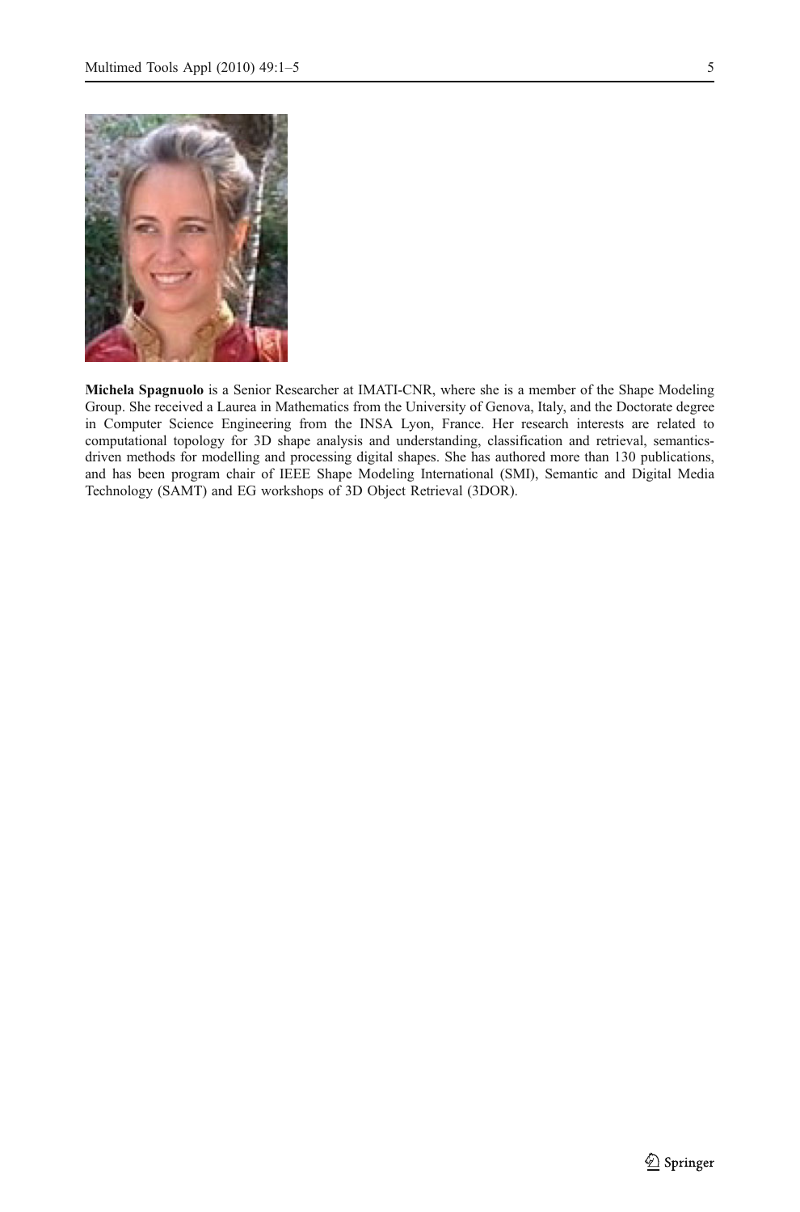**Michela Spagnuolo** is a Senior Researcher at IMATI-CNR, where she is a member of the Shape Modeling Group. She received a Laurea in Mathematics from the University of Genova, Italy, and the Doctorate degree in Computer Science Engineering from the INSA Lyon, France. Her research interests are related to computational topology for 3D shape analysis and understanding, classification and retrieval, semantics-driven methods for modelling and processing digital shapes. She has authored more than 130 publications, and has been program chair of IEEE Shape Modeling International (SMI), Semantic and Digital Media Technology (SAMT) and EG workshops of 3D Object Retrieval (3DOR).